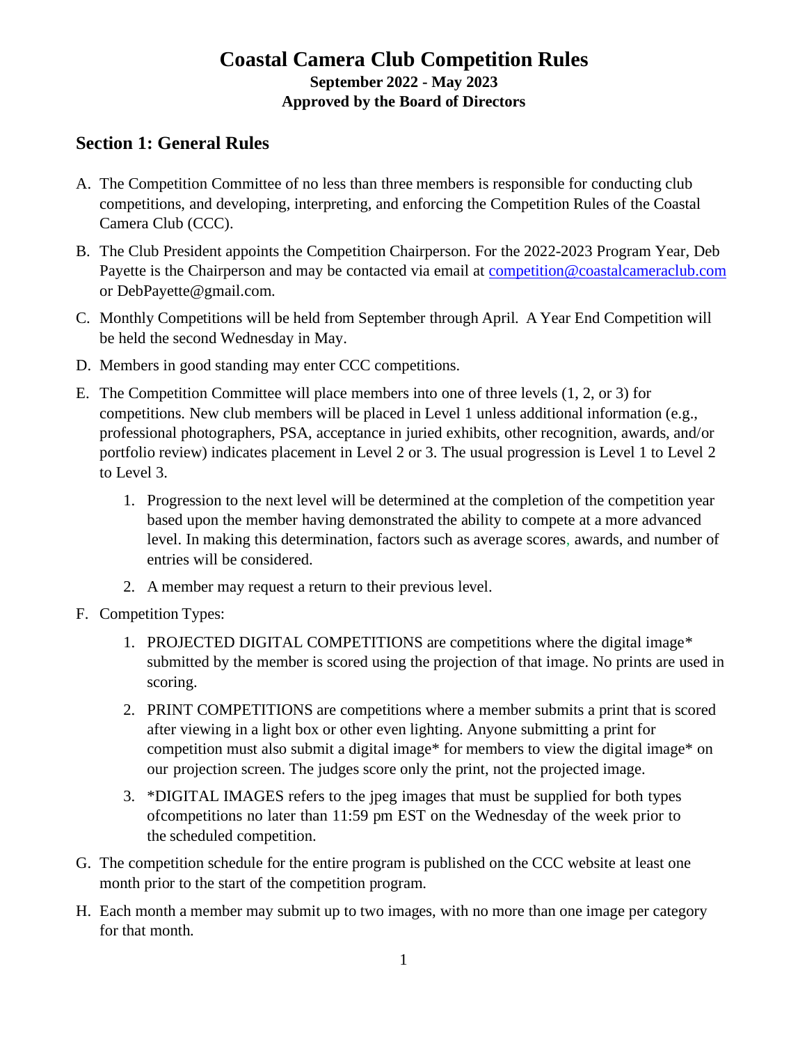# Coastal Camera Club Competition Rules

**September 2022 - May 2023**

**Approved by the Board of Directors**

## Section 1: General Rules

A. The Competition Committee of no less than three members is responsible for conducting club competitions, and developing, interpreting, and enforcing the Competition Rules of the Coastal Camera Club (CCC).

B. The Club President appoints the Competition Chairperson. For the 2022-2023 Program Year, Deb Payette is the Chairperson and may be contacted via email at [competition@coastalcameraclub.com](mailto:competition@coastalcameraclub.com) or DebPayette@gmail.com.

C. Monthly Competitions will be held from September through April. A Year End Competition will be held the second Wednesday in May.

D. Members in good standing may enter CCC competitions.

E. The Competition Committee will place members into one of three levels (1, 2, or 3) for competitions. New club members will be placed in Level 1 unless additional information (e.g., professional photographers, PSA, acceptance in juried exhibits, other recognition, awards, and/or portfolio review) indicates placement in Level 2 or 3. The usual progression is Level 1 to Level 2 to Level 3.

   1. Progression to the next level will be determined at the completion of the competition year based upon the member having demonstrated the ability to compete at a more advanced level. In making this determination, factors such as average scores, awards, and number of entries will be considered.
   2. A member may request a return to their previous level.

F. Competition Types:

   1. PROJECTED DIGITAL COMPETITIONS are competitions where the digital image* submitted by the member is scored using the projection of that image. No prints are used in scoring.
   2. PRINT COMPETITIONS are competitions where a member submits a print that is scored after viewing in a light box or other even lighting. Anyone submitting a print for competition must also submit a digital image* for members to view the digital image* on our projection screen. The judges score only the print, not the projected image.
   3. *DIGITAL IMAGES refers to the jpeg images that must be supplied for both types ofcompetitions no later than 11:59 pm EST on the Wednesday of the week prior to the scheduled competition.

G. The competition schedule for the entire program is published on the CCC website at least one month prior to the start of the competition program.

H. Each month a member may submit up to two images, with no more than one image per category for that month.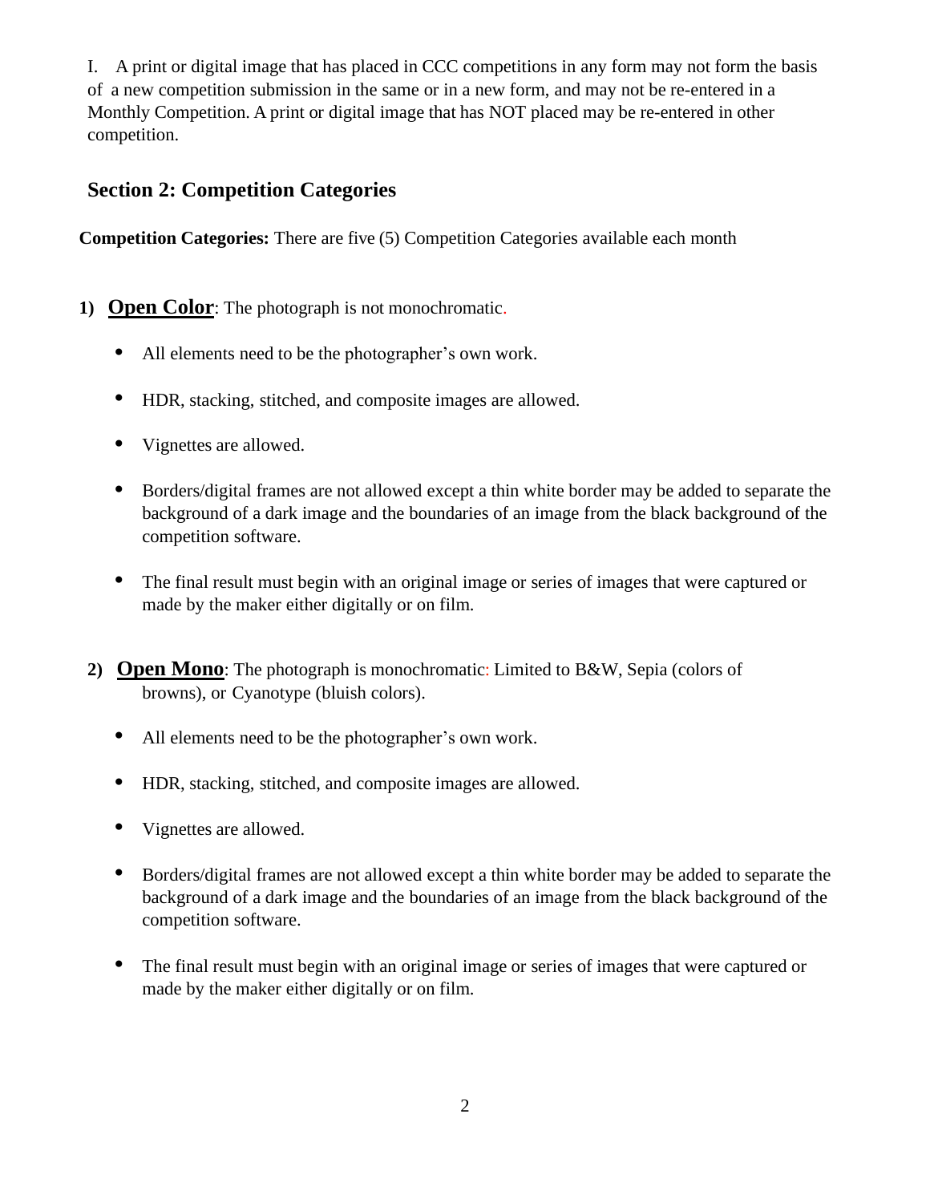I. A print or digital image that has placed in CCC competitions in any form may not form the basis of a new competition submission in the same or in a new form, and may not be re-entered in a Monthly Competition. A print or digital image that has NOT placed may be re-entered in other competition.

## Section 2: Competition Categories

**Competition Categories:** There are five (5) Competition Categories available each month

1) **Open Color**: The photograph is not monochromatic.

- All elements need to be the photographer's own work.
- HDR, stacking, stitched, and composite images are allowed.
- Vignettes are allowed.
- Borders/digital frames are not allowed except a thin white border may be added to separate the background of a dark image and the boundaries of an image from the black background of the competition software.
- The final result must begin with an original image or series of images that were captured or made by the maker either digitally or on film.

2) **Open Mono**: The photograph is monochromatic: Limited to B&W, Sepia (colors of browns), or Cyanotype (bluish colors).

- All elements need to be the photographer's own work.
- HDR, stacking, stitched, and composite images are allowed.
- Vignettes are allowed.
- Borders/digital frames are not allowed except a thin white border may be added to separate the background of a dark image and the boundaries of an image from the black background of the competition software.
- The final result must begin with an original image or series of images that were captured or made by the maker either digitally or on film.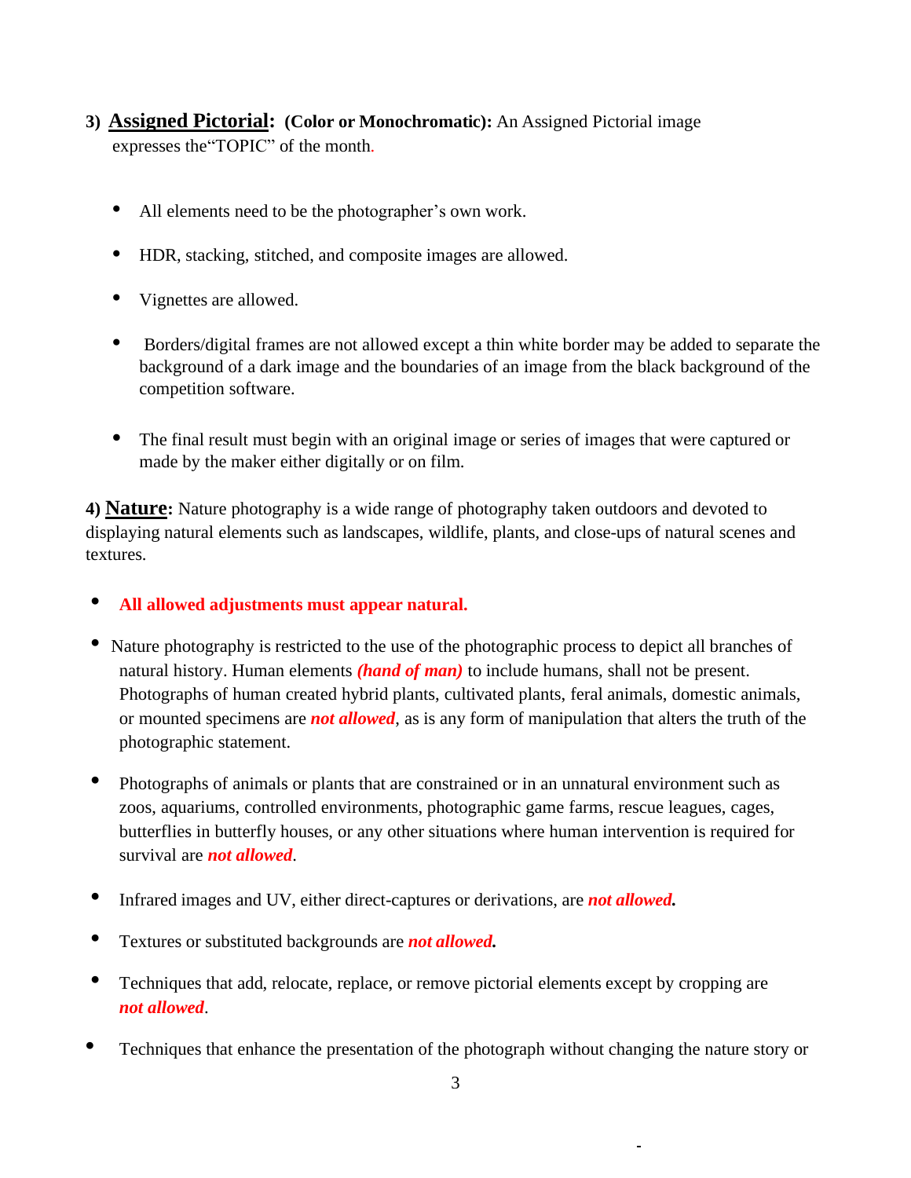**3) <u>Assigned Pictorial</u>: (Color or Monochromatic):** An Assigned Pictorial image expresses the"TOPIC" of the month.

- All elements need to be the photographer's own work.
- HDR, stacking, stitched, and composite images are allowed.
- Vignettes are allowed.
- Borders/digital frames are not allowed except a thin white border may be added to separate the background of a dark image and the boundaries of an image from the black background of the competition software.
- The final result must begin with an original image or series of images that were captured or made by the maker either digitally or on film.

**4) <u>Nature</u>:** Nature photography is a wide range of photography taken outdoors and devoted to displaying natural elements such as landscapes, wildlife, plants, and close-ups of natural scenes and textures.

- **All allowed adjustments must appear natural.**
- Nature photography is restricted to the use of the photographic process to depict all branches of natural history. Human elements ***(hand of man)*** to include humans, shall not be present. Photographs of human created hybrid plants, cultivated plants, feral animals, domestic animals, or mounted specimens are ***not allowed***, as is any form of manipulation that alters the truth of the photographic statement.
- Photographs of animals or plants that are constrained or in an unnatural environment such as zoos, aquariums, controlled environments, photographic game farms, rescue leagues, cages, butterflies in butterfly houses, or any other situations where human intervention is required for survival are ***not allowed***.
- Infrared images and UV, either direct-captures or derivations, are ***not allowed.***
- Textures or substituted backgrounds are ***not allowed.***
- Techniques that add, relocate, replace, or remove pictorial elements except by cropping are ***not allowed***.
- Techniques that enhance the presentation of the photograph without changing the nature story or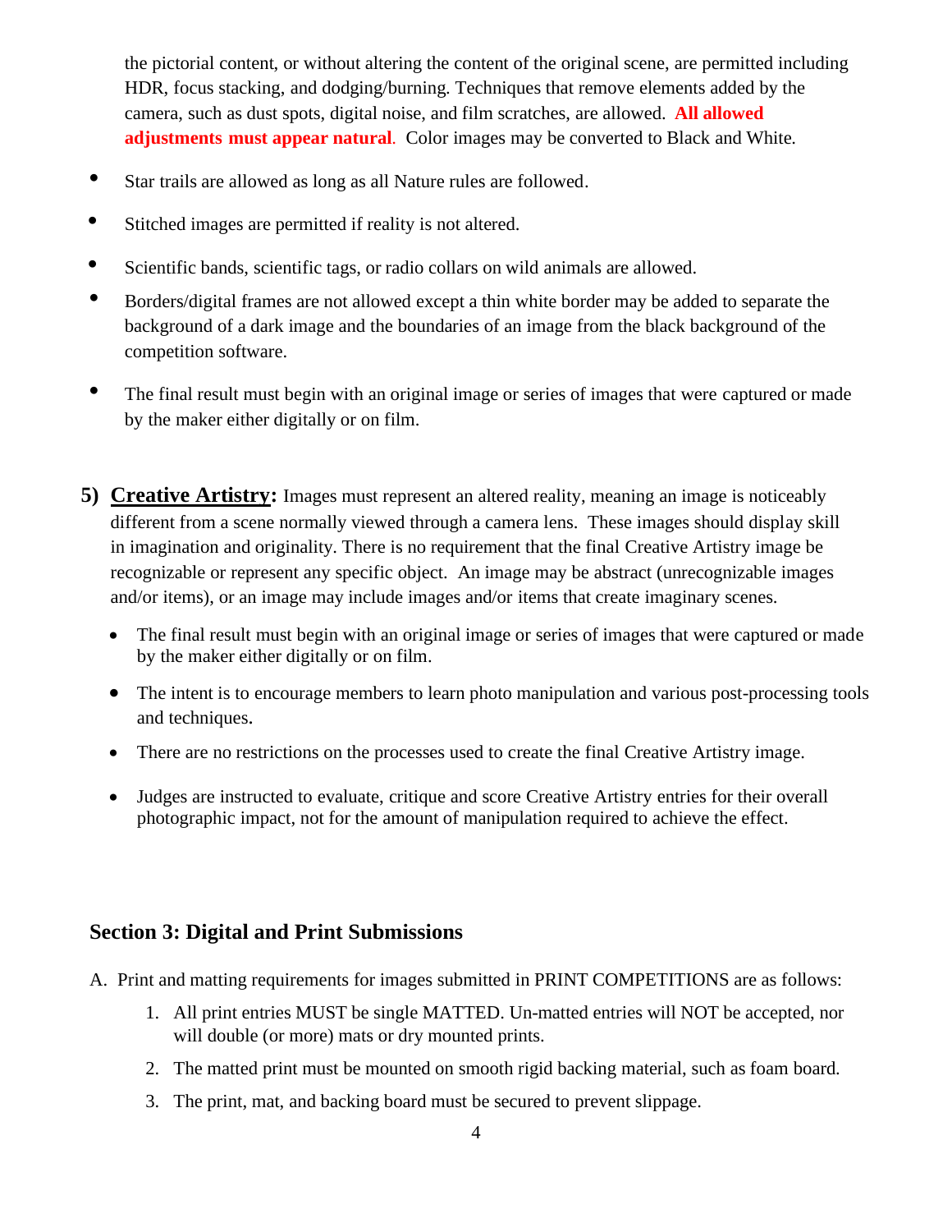the pictorial content, or without altering the content of the original scene, are permitted including HDR, focus stacking, and dodging/burning. Techniques that remove elements added by the camera, such as dust spots, digital noise, and film scratches, are allowed. **All allowed adjustments must appear natural**. Color images may be converted to Black and White.

- Star trails are allowed as long as all Nature rules are followed.
- Stitched images are permitted if reality is not altered.
- Scientific bands, scientific tags, or radio collars on wild animals are allowed.
- Borders/digital frames are not allowed except a thin white border may be added to separate the background of a dark image and the boundaries of an image from the black background of the competition software.
- The final result must begin with an original image or series of images that were captured or made by the maker either digitally or on film.

**5) <u>Creative Artistry</u>:** Images must represent an altered reality, meaning an image is noticeably different from a scene normally viewed through a camera lens. These images should display skill in imagination and originality. There is no requirement that the final Creative Artistry image be recognizable or represent any specific object. An image may be abstract (unrecognizable images and/or items), or an image may include images and/or items that create imaginary scenes.

- The final result must begin with an original image or series of images that were captured or made by the maker either digitally or on film.
- The intent is to encourage members to learn photo manipulation and various post-processing tools and techniques.
- There are no restrictions on the processes used to create the final Creative Artistry image.
- Judges are instructed to evaluate, critique and score Creative Artistry entries for their overall photographic impact, not for the amount of manipulation required to achieve the effect.

## Section 3: Digital and Print Submissions

A. Print and matting requirements for images submitted in PRINT COMPETITIONS are as follows:

1. All print entries MUST be single MATTED. Un-matted entries will NOT be accepted, nor will double (or more) mats or dry mounted prints.
2. The matted print must be mounted on smooth rigid backing material, such as foam board.
3. The print, mat, and backing board must be secured to prevent slippage.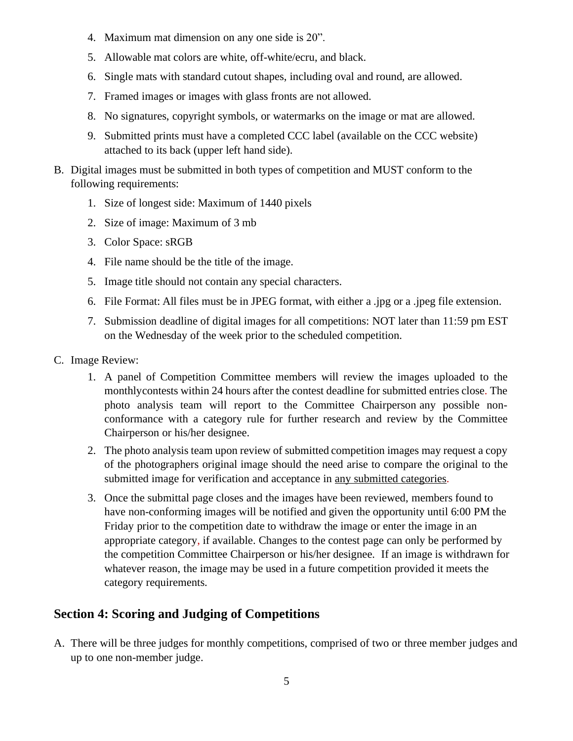4. Maximum mat dimension on any one side is 20”.
5. Allowable mat colors are white, off-white/ecru, and black.
6. Single mats with standard cutout shapes, including oval and round, are allowed.
7. Framed images or images with glass fronts are not allowed.
8. No signatures, copyright symbols, or watermarks on the image or mat are allowed.
9. Submitted prints must have a completed CCC label (available on the CCC website) attached to its back (upper left hand side).

B. Digital images must be submitted in both types of competition and MUST conform to the following requirements:

1. Size of longest side: Maximum of 1440 pixels
2. Size of image: Maximum of 3 mb
3. Color Space: sRGB
4. File name should be the title of the image.
5. Image title should not contain any special characters.
6. File Format: All files must be in JPEG format, with either a .jpg or a .jpeg file extension.
7. Submission deadline of digital images for all competitions: NOT later than 11:59 pm EST on the Wednesday of the week prior to the scheduled competition.

C. Image Review:

1. A panel of Competition Committee members will review the images uploaded to the monthlycontests within 24 hours after the contest deadline for submitted entries close. The photo analysis team will report to the Committee Chairperson any possible non-conformance with a category rule for further research and review by the Committee Chairperson or his/her designee.
2. The photo analysis team upon review of submitted competition images may request a copy of the photographers original image should the need arise to compare the original to the submitted image for verification and acceptance in <u>any submitted categories</u>.
3. Once the submittal page closes and the images have been reviewed, members found to have non-conforming images will be notified and given the opportunity until 6:00 PM the Friday prior to the competition date to withdraw the image or enter the image in an appropriate category, if available. Changes to the contest page can only be performed by the competition Committee Chairperson or his/her designee. If an image is withdrawn for whatever reason, the image may be used in a future competition provided it meets the category requirements.

## Section 4: Scoring and Judging of Competitions

A. There will be three judges for monthly competitions, comprised of two or three member judges and up to one non-member judge.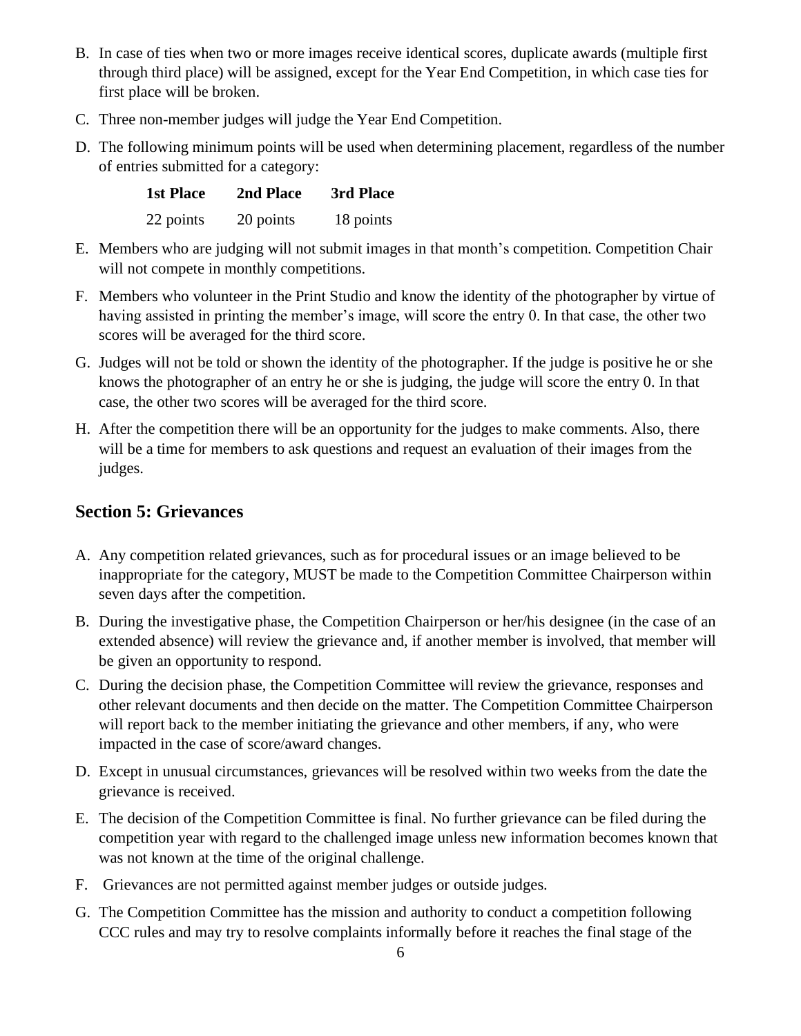B. In case of ties when two or more images receive identical scores, duplicate awards (multiple first through third place) will be assigned, except for the Year End Competition, in which case ties for first place will be broken.

C. Three non-member judges will judge the Year End Competition.

D. The following minimum points will be used when determining placement, regardless of the number of entries submitted for a category:

| 1st Place | 2nd Place | 3rd Place |
|---|---|---|
| 22 points | 20 points | 18 points |

E. Members who are judging will not submit images in that month's competition. Competition Chair will not compete in monthly competitions.

F. Members who volunteer in the Print Studio and know the identity of the photographer by virtue of having assisted in printing the member's image, will score the entry 0. In that case, the other two scores will be averaged for the third score.

G. Judges will not be told or shown the identity of the photographer. If the judge is positive he or she knows the photographer of an entry he or she is judging, the judge will score the entry 0. In that case, the other two scores will be averaged for the third score.

H. After the competition there will be an opportunity for the judges to make comments. Also, there will be a time for members to ask questions and request an evaluation of their images from the judges.

## Section 5: Grievances

A. Any competition related grievances, such as for procedural issues or an image believed to be inappropriate for the category, MUST be made to the Competition Committee Chairperson within seven days after the competition.

B. During the investigative phase, the Competition Chairperson or her/his designee (in the case of an extended absence) will review the grievance and, if another member is involved, that member will be given an opportunity to respond.

C. During the decision phase, the Competition Committee will review the grievance, responses and other relevant documents and then decide on the matter. The Competition Committee Chairperson will report back to the member initiating the grievance and other members, if any, who were impacted in the case of score/award changes.

D. Except in unusual circumstances, grievances will be resolved within two weeks from the date the grievance is received.

E. The decision of the Competition Committee is final. No further grievance can be filed during the competition year with regard to the challenged image unless new information becomes known that was not known at the time of the original challenge.

F. Grievances are not permitted against member judges or outside judges.

G. The Competition Committee has the mission and authority to conduct a competition following CCC rules and may try to resolve complaints informally before it reaches the final stage of the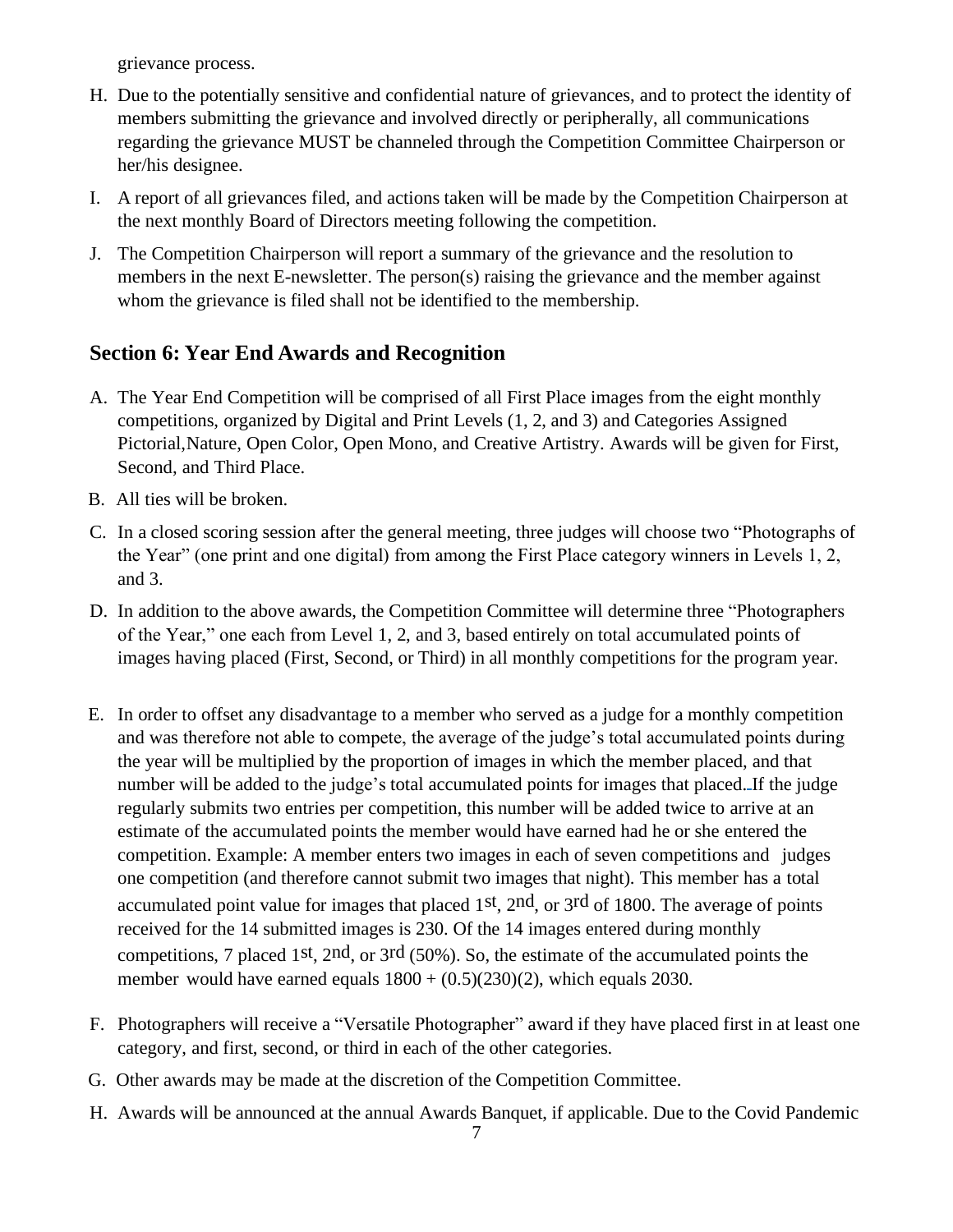grievance process.

H. Due to the potentially sensitive and confidential nature of grievances, and to protect the identity of members submitting the grievance and involved directly or peripherally, all communications regarding the grievance MUST be channeled through the Competition Committee Chairperson or her/his designee.

I. A report of all grievances filed, and actions taken will be made by the Competition Chairperson at the next monthly Board of Directors meeting following the competition.

J. The Competition Chairperson will report a summary of the grievance and the resolution to members in the next E-newsletter. The person(s) raising the grievance and the member against whom the grievance is filed shall not be identified to the membership.

## Section 6: Year End Awards and Recognition

A. The Year End Competition will be comprised of all First Place images from the eight monthly competitions, organized by Digital and Print Levels (1, 2, and 3) and Categories Assigned Pictorial,Nature, Open Color, Open Mono, and Creative Artistry. Awards will be given for First, Second, and Third Place.

B. All ties will be broken.

C. In a closed scoring session after the general meeting, three judges will choose two "Photographs of the Year" (one print and one digital) from among the First Place category winners in Levels 1, 2, and 3.

D. In addition to the above awards, the Competition Committee will determine three "Photographers of the Year," one each from Level 1, 2, and 3, based entirely on total accumulated points of images having placed (First, Second, or Third) in all monthly competitions for the program year.

E. In order to offset any disadvantage to a member who served as a judge for a monthly competition and was therefore not able to compete, the average of the judge's total accumulated points during the year will be multiplied by the proportion of images in which the member placed, and that number will be added to the judge's total accumulated points for images that placed. If the judge regularly submits two entries per competition, this number will be added twice to arrive at an estimate of the accumulated points the member would have earned had he or she entered the competition. Example: A member enters two images in each of seven competitions and judges one competition (and therefore cannot submit two images that night). This member has a total accumulated point value for images that placed 1st, 2nd, or 3rd of 1800. The average of points received for the 14 submitted images is 230. Of the 14 images entered during monthly competitions, 7 placed 1st, 2nd, or 3rd (50%). So, the estimate of the accumulated points the member would have earned equals $1800 + (0.5)(230)(2)$, which equals 2030.

F. Photographers will receive a "Versatile Photographer" award if they have placed first in at least one category, and first, second, or third in each of the other categories.

G. Other awards may be made at the discretion of the Competition Committee.

H. Awards will be announced at the annual Awards Banquet, if applicable. Due to the Covid Pandemic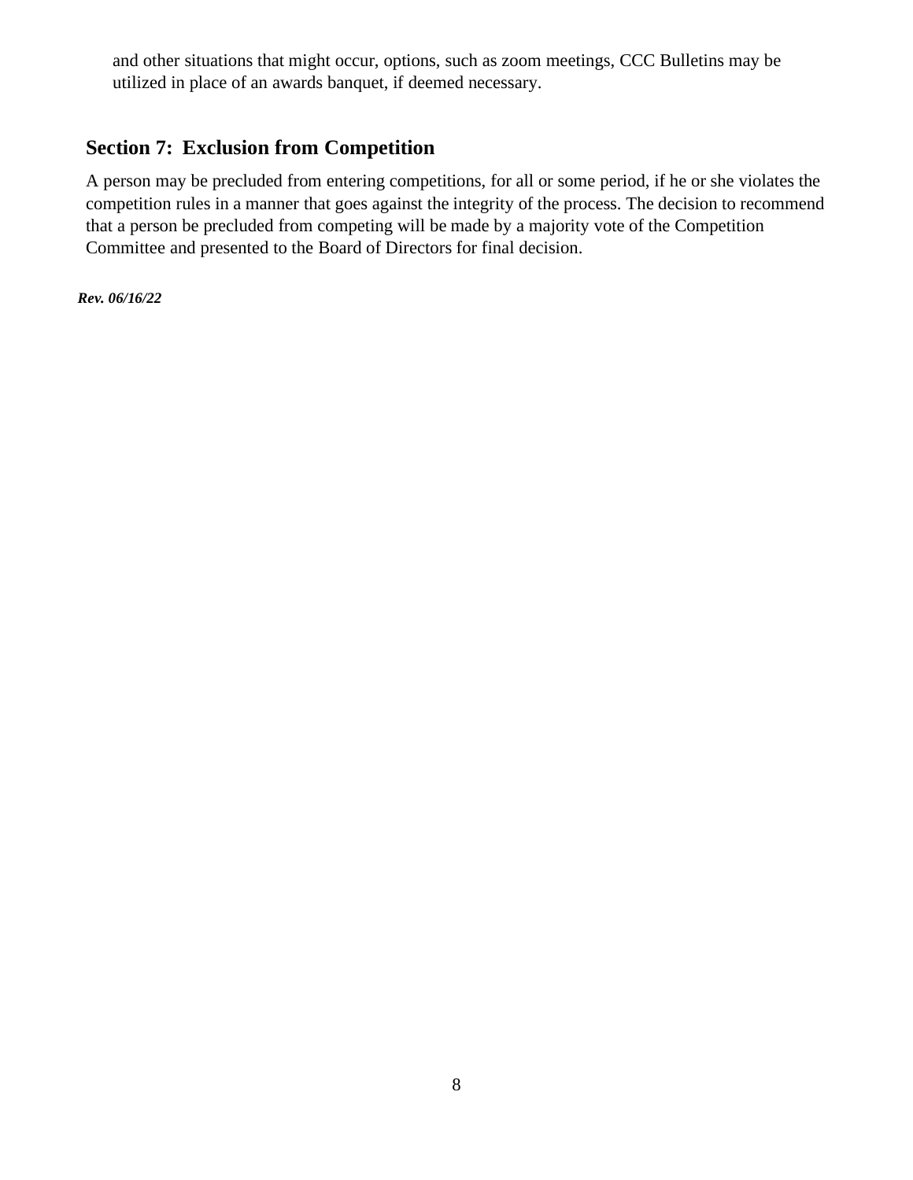and other situations that might occur, options, such as zoom meetings, CCC Bulletins may be utilized in place of an awards banquet, if deemed necessary.

## Section 7: Exclusion from Competition

A person may be precluded from entering competitions, for all or some period, if he or she violates the competition rules in a manner that goes against the integrity of the process. The decision to recommend that a person be precluded from competing will be made by a majority vote of the Competition Committee and presented to the Board of Directors for final decision.

***Rev. 06/16/22***